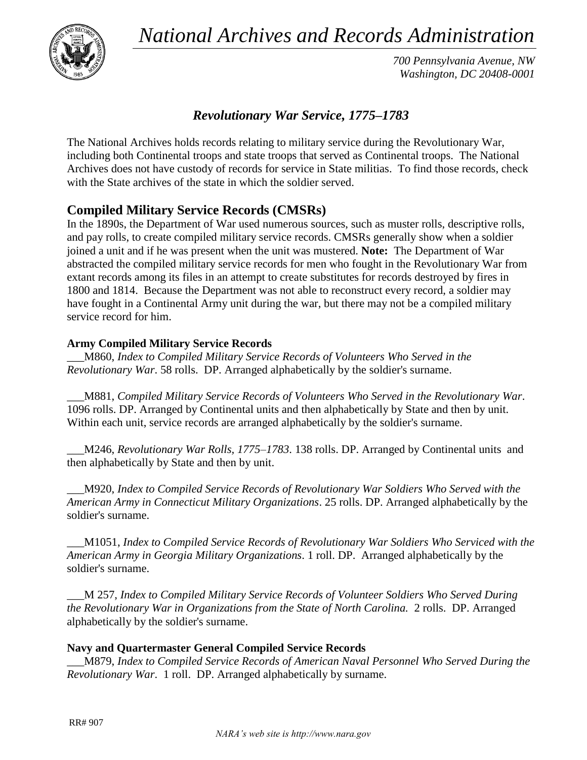# *National Archives and Records Administration*

*700 Pennsylvania Avenue, NW*
*Washington, DC 20408-0001*

## *Revolutionary War Service, 1775–1783*

The National Archives holds records relating to military service during the Revolutionary War, including both Continental troops and state troops that served as Continental troops. The National Archives does not have custody of records for service in State militias. To find those records, check with the State archives of the state in which the soldier served.

## Compiled Military Service Records (CMSRs)

In the 1890s, the Department of War used numerous sources, such as muster rolls, descriptive rolls, and pay rolls, to create compiled military service records. CMSRs generally show when a soldier joined a unit and if he was present when the unit was mustered. **Note:** The Department of War abstracted the compiled military service records for men who fought in the Revolutionary War from extant records among its files in an attempt to create substitutes for records destroyed by fires in 1800 and 1814. Because the Department was not able to reconstruct every record, a soldier may have fought in a Continental Army unit during the war, but there may not be a compiled military service record for him.

### Army Compiled Military Service Records

___M860, *Index to Compiled Military Service Records of Volunteers Who Served in the Revolutionary War*. 58 rolls. DP. Arranged alphabetically by the soldier's surname.

___M881, *Compiled Military Service Records of Volunteers Who Served in the Revolutionary War*. 1096 rolls. DP. Arranged by Continental units and then alphabetically by State and then by unit. Within each unit, service records are arranged alphabetically by the soldier's surname.

___M246, *Revolutionary War Rolls, 1775–1783*. 138 rolls. DP. Arranged by Continental units and then alphabetically by State and then by unit.

___M920, *Index to Compiled Service Records of Revolutionary War Soldiers Who Served with the American Army in Connecticut Military Organizations*. 25 rolls. DP. Arranged alphabetically by the soldier's surname.

___M1051, *Index to Compiled Service Records of Revolutionary War Soldiers Who Serviced with the American Army in Georgia Military Organizations*. 1 roll. DP. Arranged alphabetically by the soldier's surname.

___M 257, *Index to Compiled Military Service Records of Volunteer Soldiers Who Served During the Revolutionary War in Organizations from the State of North Carolina.* 2 rolls. DP. Arranged alphabetically by the soldier's surname.

### Navy and Quartermaster General Compiled Service Records

___M879, *Index to Compiled Service Records of American Naval Personnel Who Served During the Revolutionary War*. 1 roll. DP. Arranged alphabetically by surname.

RR# 907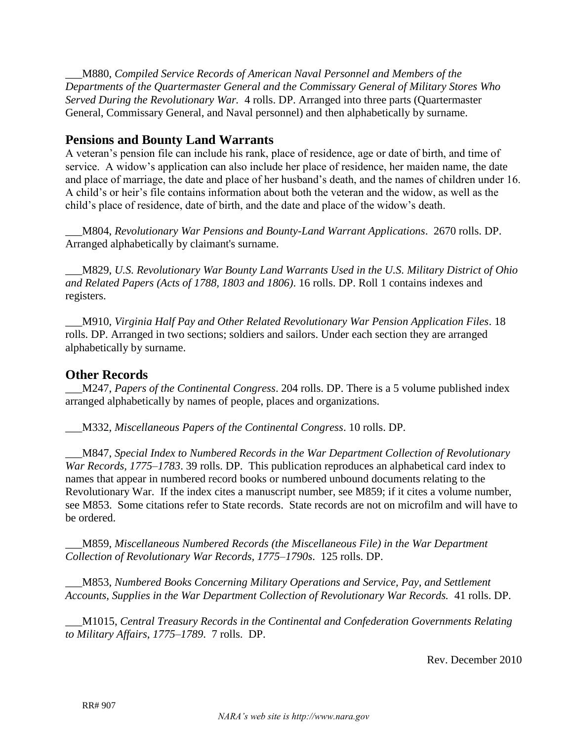___M880, *Compiled Service Records of American Naval Personnel and Members of the Departments of the Quartermaster General and the Commissary General of Military Stores Who Served During the Revolutionary War.* 4 rolls. DP. Arranged into three parts (Quartermaster General, Commissary General, and Naval personnel) and then alphabetically by surname.

## Pensions and Bounty Land Warrants

A veteran's pension file can include his rank, place of residence, age or date of birth, and time of service. A widow's application can also include her place of residence, her maiden name, the date and place of marriage, the date and place of her husband's death, and the names of children under 16. A child's or heir's file contains information about both the veteran and the widow, as well as the child's place of residence, date of birth, and the date and place of the widow's death.

___M804, *Revolutionary War Pensions and Bounty-Land Warrant Applications*. 2670 rolls. DP. Arranged alphabetically by claimant's surname.

___M829, *U.S. Revolutionary War Bounty Land Warrants Used in the U.S. Military District of Ohio and Related Papers (Acts of 1788, 1803 and 1806)*. 16 rolls. DP. Roll 1 contains indexes and registers.

___M910, *Virginia Half Pay and Other Related Revolutionary War Pension Application Files*. 18 rolls. DP. Arranged in two sections; soldiers and sailors. Under each section they are arranged alphabetically by surname.

## Other Records

___M247, *Papers of the Continental Congress*. 204 rolls. DP. There is a 5 volume published index arranged alphabetically by names of people, places and organizations.

___M332, *Miscellaneous Papers of the Continental Congress*. 10 rolls. DP.

___M847, *Special Index to Numbered Records in the War Department Collection of Revolutionary War Records, 1775–1783*. 39 rolls. DP. This publication reproduces an alphabetical card index to names that appear in numbered record books or numbered unbound documents relating to the Revolutionary War. If the index cites a manuscript number, see M859; if it cites a volume number, see M853. Some citations refer to State records. State records are not on microfilm and will have to be ordered.

___M859, *Miscellaneous Numbered Records (the Miscellaneous File) in the War Department Collection of Revolutionary War Records, 1775–1790s*. 125 rolls. DP.

___M853, *Numbered Books Concerning Military Operations and Service, Pay, and Settlement Accounts, Supplies in the War Department Collection of Revolutionary War Records.* 41 rolls. DP.

___M1015, *Central Treasury Records in the Continental and Confederation Governments Relating to Military Affairs, 1775–1789*. 7 rolls. DP.

Rev. December 2010

RR# 907